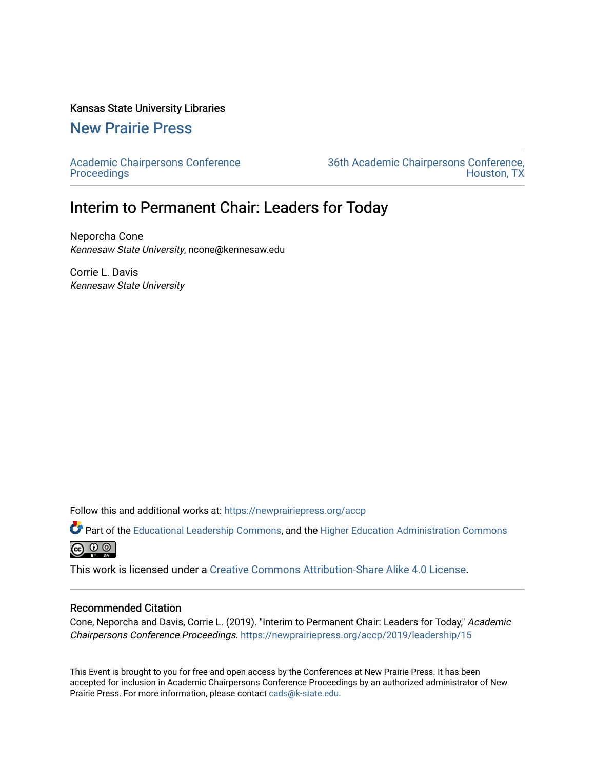Kansas State University Libraries

New Prairie Press

Academic Chairpersons Conference Proceedings

36th Academic Chairpersons Conference, Houston, TX

# Interim to Permanent Chair: Leaders for Today

Neporcha Cone
*Kennesaw State University*, ncone@kennesaw.edu

Corrie L. Davis
*Kennesaw State University*

Follow this and additional works at: https://newprairiepress.org/accp

Part of the Educational Leadership Commons, and the Higher Education Administration Commons

This work is licensed under a Creative Commons Attribution-Share Alike 4.0 License.

## Recommended Citation

Cone, Neporcha and Davis, Corrie L. (2019). "Interim to Permanent Chair: Leaders for Today," *Academic Chairpersons Conference Proceedings*. https://newprairiepress.org/accp/2019/leadership/15

This Event is brought to you for free and open access by the Conferences at New Prairie Press. It has been accepted for inclusion in Academic Chairpersons Conference Proceedings by an authorized administrator of New Prairie Press. For more information, please contact cads@k-state.edu.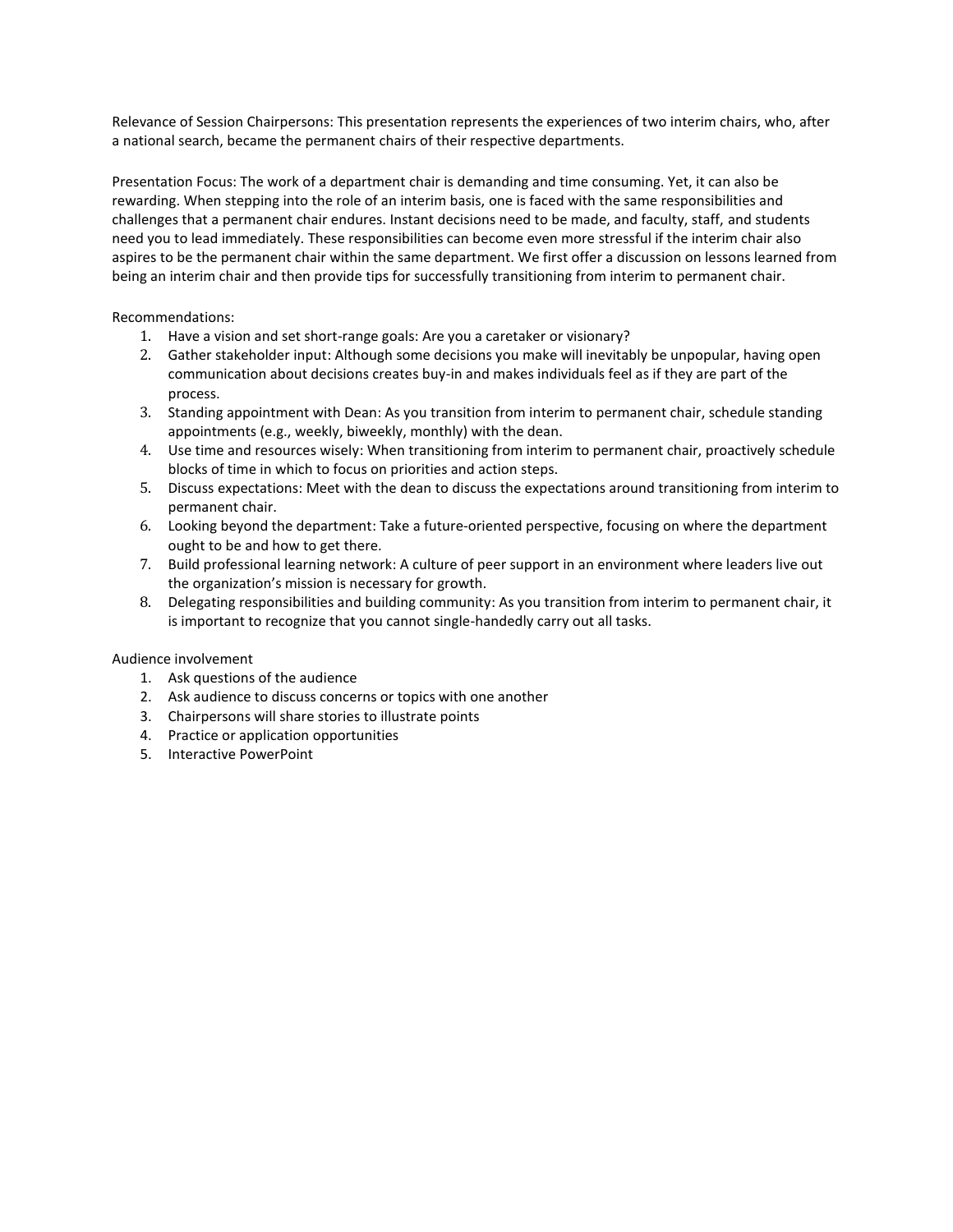Relevance of Session Chairpersons: This presentation represents the experiences of two interim chairs, who, after a national search, became the permanent chairs of their respective departments.

Presentation Focus: The work of a department chair is demanding and time consuming. Yet, it can also be rewarding. When stepping into the role of an interim basis, one is faced with the same responsibilities and challenges that a permanent chair endures. Instant decisions need to be made, and faculty, staff, and students need you to lead immediately. These responsibilities can become even more stressful if the interim chair also aspires to be the permanent chair within the same department. We first offer a discussion on lessons learned from being an interim chair and then provide tips for successfully transitioning from interim to permanent chair.

Recommendations:

1. Have a vision and set short-range goals: Are you a caretaker or visionary?
2. Gather stakeholder input: Although some decisions you make will inevitably be unpopular, having open communication about decisions creates buy-in and makes individuals feel as if they are part of the process.
3. Standing appointment with Dean: As you transition from interim to permanent chair, schedule standing appointments (e.g., weekly, biweekly, monthly) with the dean.
4. Use time and resources wisely: When transitioning from interim to permanent chair, proactively schedule blocks of time in which to focus on priorities and action steps.
5. Discuss expectations: Meet with the dean to discuss the expectations around transitioning from interim to permanent chair.
6. Looking beyond the department: Take a future-oriented perspective, focusing on where the department ought to be and how to get there.
7. Build professional learning network: A culture of peer support in an environment where leaders live out the organization's mission is necessary for growth.
8. Delegating responsibilities and building community: As you transition from interim to permanent chair, it is important to recognize that you cannot single-handedly carry out all tasks.

Audience involvement

1. Ask questions of the audience
2. Ask audience to discuss concerns or topics with one another
3. Chairpersons will share stories to illustrate points
4. Practice or application opportunities
5. Interactive PowerPoint